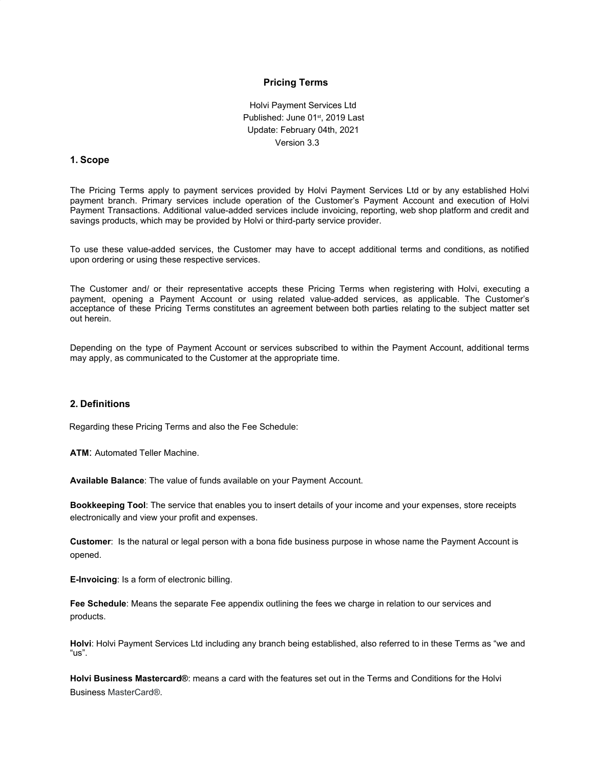# Pricing Terms

Holvi Payment Services Ltd
Published: June 01st, 2019 Last
Update: February 04th, 2021
Version 3.3

## 1. Scope

The Pricing Terms apply to payment services provided by Holvi Payment Services Ltd or by any established Holvi payment branch. Primary services include operation of the Customer's Payment Account and execution of Holvi Payment Transactions. Additional value-added services include invoicing, reporting, web shop platform and credit and savings products, which may be provided by Holvi or third-party service provider.

To use these value-added services, the Customer may have to accept additional terms and conditions, as notified upon ordering or using these respective services.

The Customer and/ or their representative accepts these Pricing Terms when registering with Holvi, executing a payment, opening a Payment Account or using related value-added services, as applicable. The Customer's acceptance of these Pricing Terms constitutes an agreement between both parties relating to the subject matter set out herein.

Depending on the type of Payment Account or services subscribed to within the Payment Account, additional terms may apply, as communicated to the Customer at the appropriate time.

## 2. Definitions

Regarding these Pricing Terms and also the Fee Schedule:

**ATM**: Automated Teller Machine.

**Available Balance**: The value of funds available on your Payment Account.

**Bookkeeping Tool**: The service that enables you to insert details of your income and your expenses, store receipts electronically and view your profit and expenses.

**Customer**: Is the natural or legal person with a bona fide business purpose in whose name the Payment Account is opened.

**E-Invoicing**: Is a form of electronic billing.

**Fee Schedule**: Means the separate Fee appendix outlining the fees we charge in relation to our services and products.

**Holvi**: Holvi Payment Services Ltd including any branch being established, also referred to in these Terms as "we and "us".

**Holvi Business Mastercard®**: means a card with the features set out in the Terms and Conditions for the Holvi Business MasterCard®.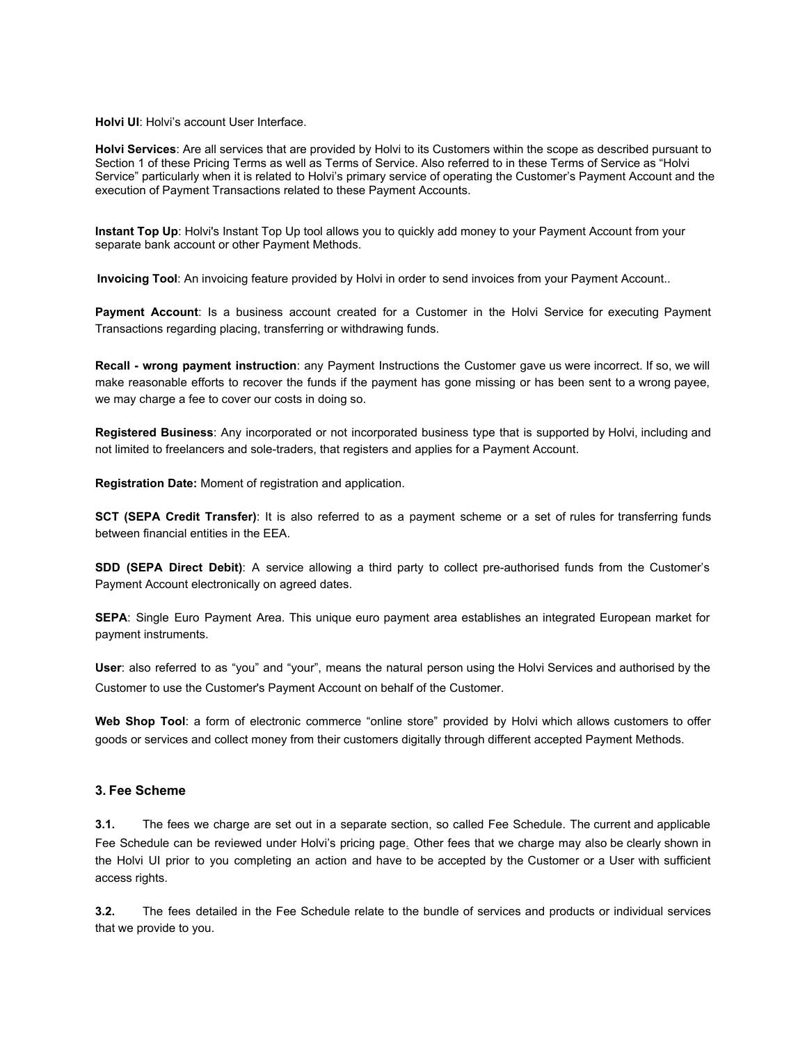**Holvi UI**: Holvi's account User Interface.

**Holvi Services**: Are all services that are provided by Holvi to its Customers within the scope as described pursuant to Section 1 of these Pricing Terms as well as Terms of Service. Also referred to in these Terms of Service as "Holvi Service" particularly when it is related to Holvi's primary service of operating the Customer's Payment Account and the execution of Payment Transactions related to these Payment Accounts.

**Instant Top Up**: Holvi's Instant Top Up tool allows you to quickly add money to your Payment Account from your separate bank account or other Payment Methods.

**Invoicing Tool**: An invoicing feature provided by Holvi in order to send invoices from your Payment Account..

**Payment Account**: Is a business account created for a Customer in the Holvi Service for executing Payment Transactions regarding placing, transferring or withdrawing funds.

**Recall - wrong payment instruction**: any Payment Instructions the Customer gave us were incorrect. If so, we will make reasonable efforts to recover the funds if the payment has gone missing or has been sent to a wrong payee, we may charge a fee to cover our costs in doing so.

**Registered Business**: Any incorporated or not incorporated business type that is supported by Holvi, including and not limited to freelancers and sole-traders, that registers and applies for a Payment Account.

**Registration Date:** Moment of registration and application.

**SCT (SEPA Credit Transfer)**: It is also referred to as a payment scheme or a set of rules for transferring funds between financial entities in the EEA.

**SDD (SEPA Direct Debit)**: A service allowing a third party to collect pre-authorised funds from the Customer's Payment Account electronically on agreed dates.

**SEPA**: Single Euro Payment Area. This unique euro payment area establishes an integrated European market for payment instruments.

**User**: also referred to as "you" and "your", means the natural person using the Holvi Services and authorised by the Customer to use the Customer's Payment Account on behalf of the Customer.

**Web Shop Tool**: a form of electronic commerce "online store" provided by Holvi which allows customers to offer goods or services and collect money from their customers digitally through different accepted Payment Methods.

### 3. Fee Scheme

**3.1.** The fees we charge are set out in a separate section, so called Fee Schedule. The current and applicable Fee Schedule can be reviewed under Holvi's pricing page. Other fees that we charge may also be clearly shown in the Holvi UI prior to you completing an action and have to be accepted by the Customer or a User with sufficient access rights.

**3.2.** The fees detailed in the Fee Schedule relate to the bundle of services and products or individual services that we provide to you.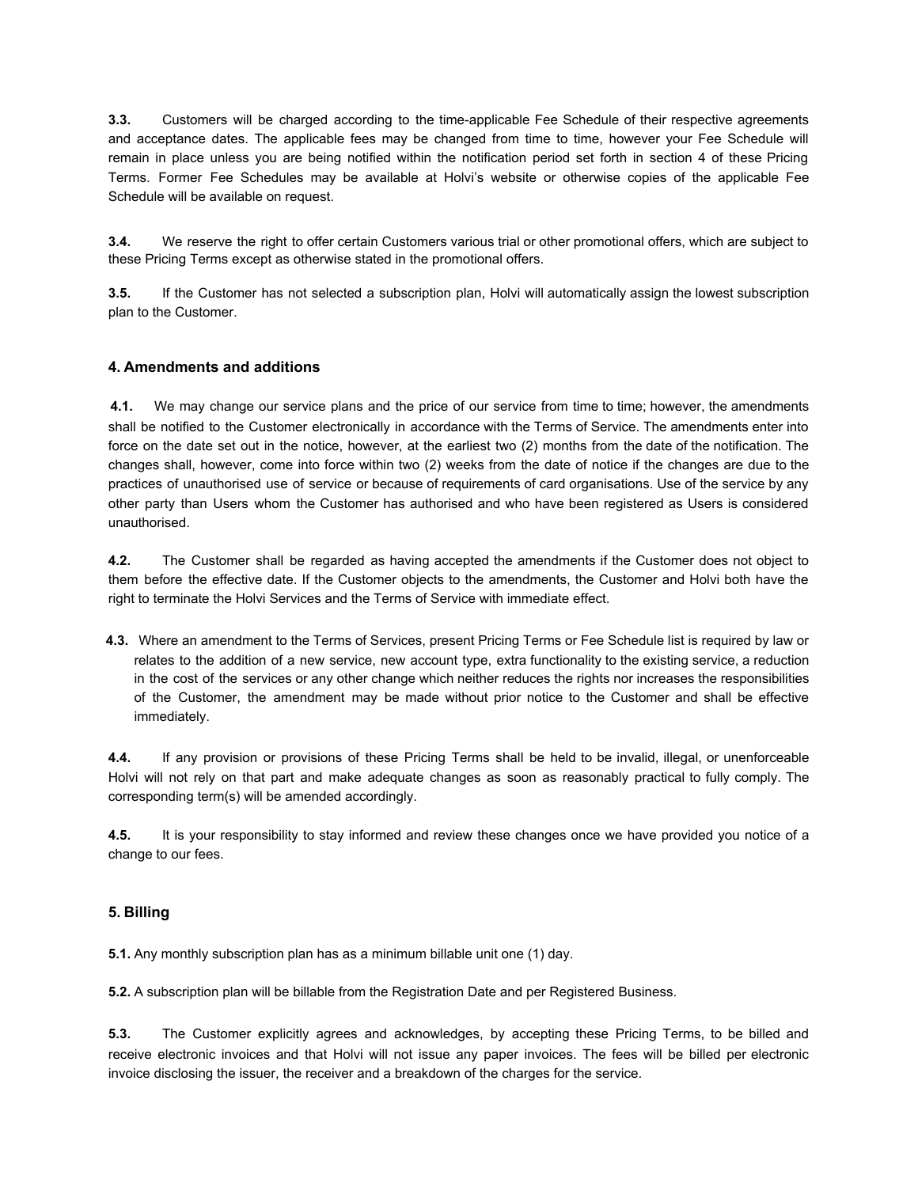**3.3.** Customers will be charged according to the time-applicable Fee Schedule of their respective agreements and acceptance dates. The applicable fees may be changed from time to time, however your Fee Schedule will remain in place unless you are being notified within the notification period set forth in section 4 of these Pricing Terms. Former Fee Schedules may be available at Holvi's website or otherwise copies of the applicable Fee Schedule will be available on request.

**3.4.** We reserve the right to offer certain Customers various trial or other promotional offers, which are subject to these Pricing Terms except as otherwise stated in the promotional offers.

**3.5.** If the Customer has not selected a subscription plan, Holvi will automatically assign the lowest subscription plan to the Customer.

### 4. Amendments and additions

**4.1.** We may change our service plans and the price of our service from time to time; however, the amendments shall be notified to the Customer electronically in accordance with the Terms of Service. The amendments enter into force on the date set out in the notice, however, at the earliest two (2) months from the date of the notification. The changes shall, however, come into force within two (2) weeks from the date of notice if the changes are due to the practices of unauthorised use of service or because of requirements of card organisations. Use of the service by any other party than Users whom the Customer has authorised and who have been registered as Users is considered unauthorised.

**4.2.** The Customer shall be regarded as having accepted the amendments if the Customer does not object to them before the effective date. If the Customer objects to the amendments, the Customer and Holvi both have the right to terminate the Holvi Services and the Terms of Service with immediate effect.

**4.3.** Where an amendment to the Terms of Services, present Pricing Terms or Fee Schedule list is required by law or relates to the addition of a new service, new account type, extra functionality to the existing service, a reduction in the cost of the services or any other change which neither reduces the rights nor increases the responsibilities of the Customer, the amendment may be made without prior notice to the Customer and shall be effective immediately.

**4.4.** If any provision or provisions of these Pricing Terms shall be held to be invalid, illegal, or unenforceable Holvi will not rely on that part and make adequate changes as soon as reasonably practical to fully comply. The corresponding term(s) will be amended accordingly.

**4.5.** It is your responsibility to stay informed and review these changes once we have provided you notice of a change to our fees.

### 5. Billing

**5.1.** Any monthly subscription plan has as a minimum billable unit one (1) day.

**5.2.** A subscription plan will be billable from the Registration Date and per Registered Business.

**5.3.** The Customer explicitly agrees and acknowledges, by accepting these Pricing Terms, to be billed and receive electronic invoices and that Holvi will not issue any paper invoices. The fees will be billed per electronic invoice disclosing the issuer, the receiver and a breakdown of the charges for the service.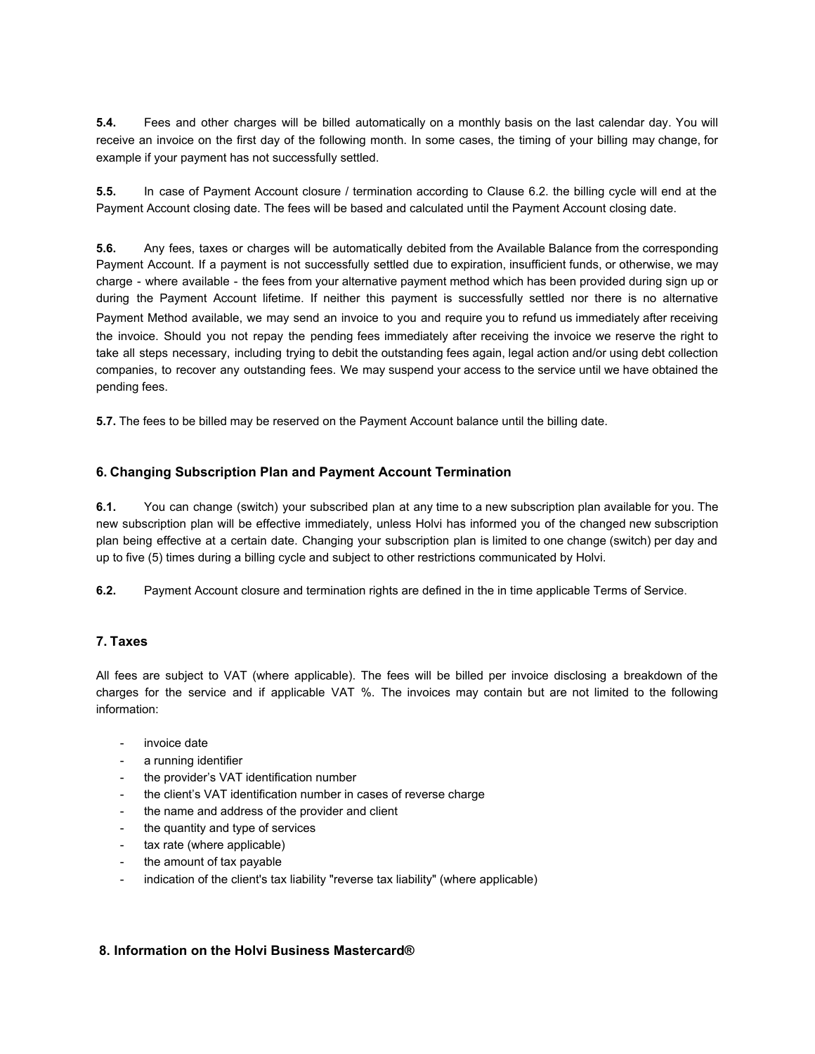**5.4.** Fees and other charges will be billed automatically on a monthly basis on the last calendar day. You will receive an invoice on the first day of the following month. In some cases, the timing of your billing may change, for example if your payment has not successfully settled.

**5.5.** In case of Payment Account closure / termination according to Clause 6.2. the billing cycle will end at the Payment Account closing date. The fees will be based and calculated until the Payment Account closing date.

**5.6.** Any fees, taxes or charges will be automatically debited from the Available Balance from the corresponding Payment Account. If a payment is not successfully settled due to expiration, insufficient funds, or otherwise, we may charge - where available - the fees from your alternative payment method which has been provided during sign up or during the Payment Account lifetime. If neither this payment is successfully settled nor there is no alternative Payment Method available, we may send an invoice to you and require you to refund us immediately after receiving the invoice. Should you not repay the pending fees immediately after receiving the invoice we reserve the right to take all steps necessary, including trying to debit the outstanding fees again, legal action and/or using debt collection companies, to recover any outstanding fees. We may suspend your access to the service until we have obtained the pending fees.

**5.7.** The fees to be billed may be reserved on the Payment Account balance until the billing date.

## 6. Changing Subscription Plan and Payment Account Termination

**6.1.** You can change (switch) your subscribed plan at any time to a new subscription plan available for you. The new subscription plan will be effective immediately, unless Holvi has informed you of the changed new subscription plan being effective at a certain date. Changing your subscription plan is limited to one change (switch) per day and up to five (5) times during a billing cycle and subject to other restrictions communicated by Holvi.

**6.2.** Payment Account closure and termination rights are defined in the in time applicable Terms of Service.

## 7. Taxes

All fees are subject to VAT (where applicable). The fees will be billed per invoice disclosing a breakdown of the charges for the service and if applicable VAT %. The invoices may contain but are not limited to the following information:

- invoice date
- a running identifier
- the provider's VAT identification number
- the client's VAT identification number in cases of reverse charge
- the name and address of the provider and client
- the quantity and type of services
- tax rate (where applicable)
- the amount of tax payable
- indication of the client's tax liability "reverse tax liability" (where applicable)

## 8. Information on the Holvi Business Mastercard®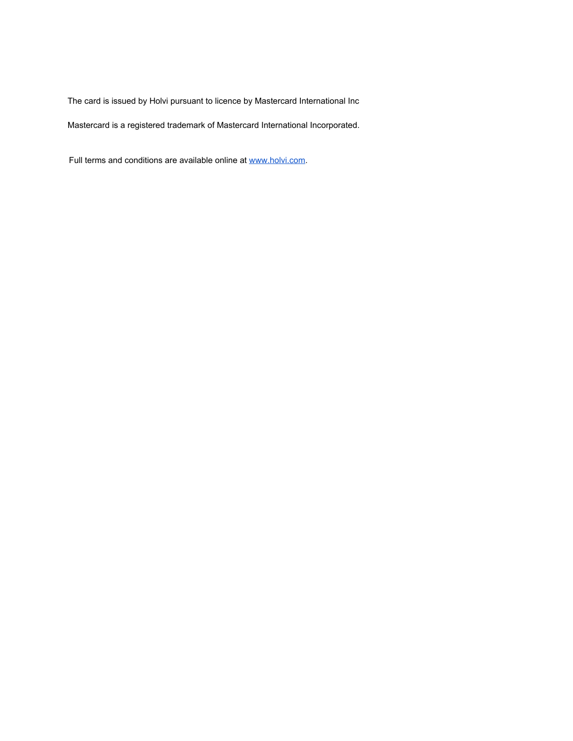The card is issued by Holvi pursuant to licence by Mastercard International Inc

Mastercard is a registered trademark of Mastercard International Incorporated.

Full terms and conditions are available online at [www.holvi.com](http://www.holvi.com).